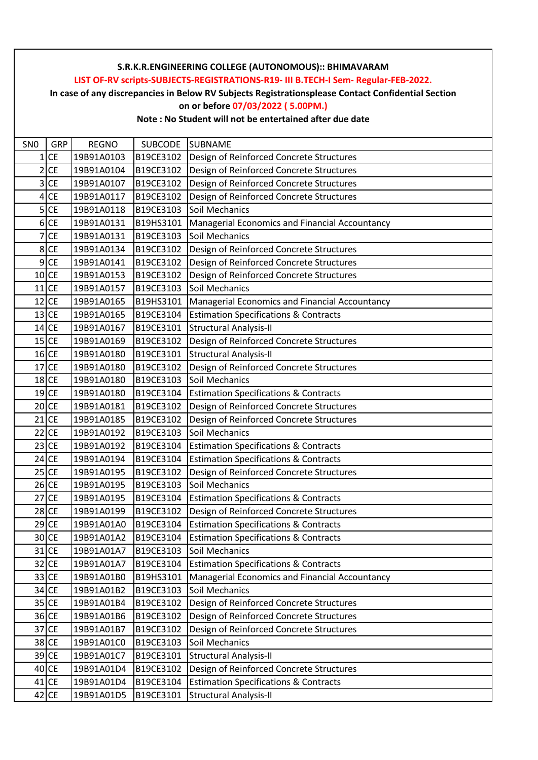# S.R.K.R.ENGINEERING COLLEGE (AUTONOMOUS):: BHIMAVARAM

**LIST OF-RV scripts-SUBJECTS-REGISTRATIONS-R19- III B.TECH-I Sem- Regular-FEB-2022.**

**In case of any discrepancies in Below RV Subjects Registrationsplease Contact Confidential Section on or before 07/03/2022 ( 5.00PM.)**

**Note : No Student will not be entertained after due date**

| SNO | GRP | REGNO | SUBCODE | SUBNAME |
|---|---|---|---|---|
| 1 | CE | 19B91A0103 | B19CE3102 | Design of Reinforced Concrete Structures |
| 2 | CE | 19B91A0104 | B19CE3102 | Design of Reinforced Concrete Structures |
| 3 | CE | 19B91A0107 | B19CE3102 | Design of Reinforced Concrete Structures |
| 4 | CE | 19B91A0117 | B19CE3102 | Design of Reinforced Concrete Structures |
| 5 | CE | 19B91A0118 | B19CE3103 | Soil Mechanics |
| 6 | CE | 19B91A0131 | B19HS3101 | Managerial Economics and Financial Accountancy |
| 7 | CE | 19B91A0131 | B19CE3103 | Soil Mechanics |
| 8 | CE | 19B91A0134 | B19CE3102 | Design of Reinforced Concrete Structures |
| 9 | CE | 19B91A0141 | B19CE3102 | Design of Reinforced Concrete Structures |
| 10 | CE | 19B91A0153 | B19CE3102 | Design of Reinforced Concrete Structures |
| 11 | CE | 19B91A0157 | B19CE3103 | Soil Mechanics |
| 12 | CE | 19B91A0165 | B19HS3101 | Managerial Economics and Financial Accountancy |
| 13 | CE | 19B91A0165 | B19CE3104 | Estimation Specifications & Contracts |
| 14 | CE | 19B91A0167 | B19CE3101 | Structural Analysis-II |
| 15 | CE | 19B91A0169 | B19CE3102 | Design of Reinforced Concrete Structures |
| 16 | CE | 19B91A0180 | B19CE3101 | Structural Analysis-II |
| 17 | CE | 19B91A0180 | B19CE3102 | Design of Reinforced Concrete Structures |
| 18 | CE | 19B91A0180 | B19CE3103 | Soil Mechanics |
| 19 | CE | 19B91A0180 | B19CE3104 | Estimation Specifications & Contracts |
| 20 | CE | 19B91A0181 | B19CE3102 | Design of Reinforced Concrete Structures |
| 21 | CE | 19B91A0185 | B19CE3102 | Design of Reinforced Concrete Structures |
| 22 | CE | 19B91A0192 | B19CE3103 | Soil Mechanics |
| 23 | CE | 19B91A0192 | B19CE3104 | Estimation Specifications & Contracts |
| 24 | CE | 19B91A0194 | B19CE3104 | Estimation Specifications & Contracts |
| 25 | CE | 19B91A0195 | B19CE3102 | Design of Reinforced Concrete Structures |
| 26 | CE | 19B91A0195 | B19CE3103 | Soil Mechanics |
| 27 | CE | 19B91A0195 | B19CE3104 | Estimation Specifications & Contracts |
| 28 | CE | 19B91A0199 | B19CE3102 | Design of Reinforced Concrete Structures |
| 29 | CE | 19B91A01A0 | B19CE3104 | Estimation Specifications & Contracts |
| 30 | CE | 19B91A01A2 | B19CE3104 | Estimation Specifications & Contracts |
| 31 | CE | 19B91A01A7 | B19CE3103 | Soil Mechanics |
| 32 | CE | 19B91A01A7 | B19CE3104 | Estimation Specifications & Contracts |
| 33 | CE | 19B91A01B0 | B19HS3101 | Managerial Economics and Financial Accountancy |
| 34 | CE | 19B91A01B2 | B19CE3103 | Soil Mechanics |
| 35 | CE | 19B91A01B4 | B19CE3102 | Design of Reinforced Concrete Structures |
| 36 | CE | 19B91A01B6 | B19CE3102 | Design of Reinforced Concrete Structures |
| 37 | CE | 19B91A01B7 | B19CE3102 | Design of Reinforced Concrete Structures |
| 38 | CE | 19B91A01C0 | B19CE3103 | Soil Mechanics |
| 39 | CE | 19B91A01C7 | B19CE3101 | Structural Analysis-II |
| 40 | CE | 19B91A01D4 | B19CE3102 | Design of Reinforced Concrete Structures |
| 41 | CE | 19B91A01D4 | B19CE3104 | Estimation Specifications & Contracts |
| 42 | CE | 19B91A01D5 | B19CE3101 | Structural Analysis-II |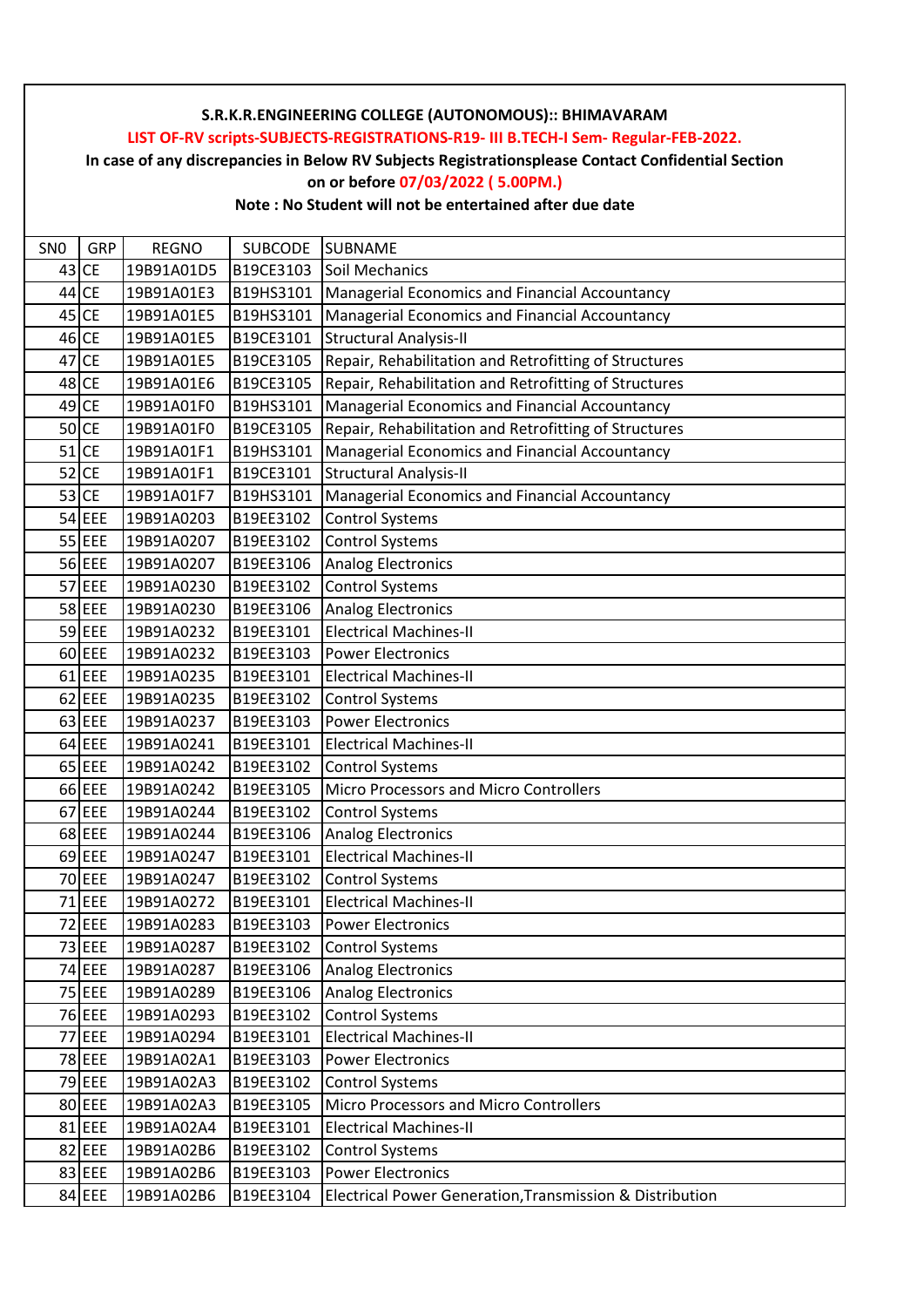**S.R.K.R.ENGINEERING COLLEGE (AUTONOMOUS):: BHIMAVARAM**

**LIST OF-RV scripts-SUBJECTS-REGISTRATIONS-R19- III B.TECH-I Sem- Regular-FEB-2022.**

**In case of any discrepancies in Below RV Subjects Registrationsplease Contact Confidential Section on or before 07/03/2022 ( 5.00PM.)**

**Note : No Student will not be entertained after due date**

| SN0 | GRP | REGNO | SUBCODE | SUBNAME |
|---|---|---|---|---|
| 43 | CE | 19B91A01D5 | B19CE3103 | Soil Mechanics |
| 44 | CE | 19B91A01E3 | B19HS3101 | Managerial Economics and Financial Accountancy |
| 45 | CE | 19B91A01E5 | B19HS3101 | Managerial Economics and Financial Accountancy |
| 46 | CE | 19B91A01E5 | B19CE3101 | Structural Analysis-II |
| 47 | CE | 19B91A01E5 | B19CE3105 | Repair, Rehabilitation and Retrofitting of Structures |
| 48 | CE | 19B91A01E6 | B19CE3105 | Repair, Rehabilitation and Retrofitting of Structures |
| 49 | CE | 19B91A01F0 | B19HS3101 | Managerial Economics and Financial Accountancy |
| 50 | CE | 19B91A01F0 | B19CE3105 | Repair, Rehabilitation and Retrofitting of Structures |
| 51 | CE | 19B91A01F1 | B19HS3101 | Managerial Economics and Financial Accountancy |
| 52 | CE | 19B91A01F1 | B19CE3101 | Structural Analysis-II |
| 53 | CE | 19B91A01F7 | B19HS3101 | Managerial Economics and Financial Accountancy |
| 54 | EEE | 19B91A0203 | B19EE3102 | Control Systems |
| 55 | EEE | 19B91A0207 | B19EE3102 | Control Systems |
| 56 | EEE | 19B91A0207 | B19EE3106 | Analog Electronics |
| 57 | EEE | 19B91A0230 | B19EE3102 | Control Systems |
| 58 | EEE | 19B91A0230 | B19EE3106 | Analog Electronics |
| 59 | EEE | 19B91A0232 | B19EE3101 | Electrical Machines-II |
| 60 | EEE | 19B91A0232 | B19EE3103 | Power Electronics |
| 61 | EEE | 19B91A0235 | B19EE3101 | Electrical Machines-II |
| 62 | EEE | 19B91A0235 | B19EE3102 | Control Systems |
| 63 | EEE | 19B91A0237 | B19EE3103 | Power Electronics |
| 64 | EEE | 19B91A0241 | B19EE3101 | Electrical Machines-II |
| 65 | EEE | 19B91A0242 | B19EE3102 | Control Systems |
| 66 | EEE | 19B91A0242 | B19EE3105 | Micro Processors and Micro Controllers |
| 67 | EEE | 19B91A0244 | B19EE3102 | Control Systems |
| 68 | EEE | 19B91A0244 | B19EE3106 | Analog Electronics |
| 69 | EEE | 19B91A0247 | B19EE3101 | Electrical Machines-II |
| 70 | EEE | 19B91A0247 | B19EE3102 | Control Systems |
| 71 | EEE | 19B91A0272 | B19EE3101 | Electrical Machines-II |
| 72 | EEE | 19B91A0283 | B19EE3103 | Power Electronics |
| 73 | EEE | 19B91A0287 | B19EE3102 | Control Systems |
| 74 | EEE | 19B91A0287 | B19EE3106 | Analog Electronics |
| 75 | EEE | 19B91A0289 | B19EE3106 | Analog Electronics |
| 76 | EEE | 19B91A0293 | B19EE3102 | Control Systems |
| 77 | EEE | 19B91A0294 | B19EE3101 | Electrical Machines-II |
| 78 | EEE | 19B91A02A1 | B19EE3103 | Power Electronics |
| 79 | EEE | 19B91A02A3 | B19EE3102 | Control Systems |
| 80 | EEE | 19B91A02A3 | B19EE3105 | Micro Processors and Micro Controllers |
| 81 | EEE | 19B91A02A4 | B19EE3101 | Electrical Machines-II |
| 82 | EEE | 19B91A02B6 | B19EE3102 | Control Systems |
| 83 | EEE | 19B91A02B6 | B19EE3103 | Power Electronics |
| 84 | EEE | 19B91A02B6 | B19EE3104 | Electrical Power Generation,Transmission & Distribution |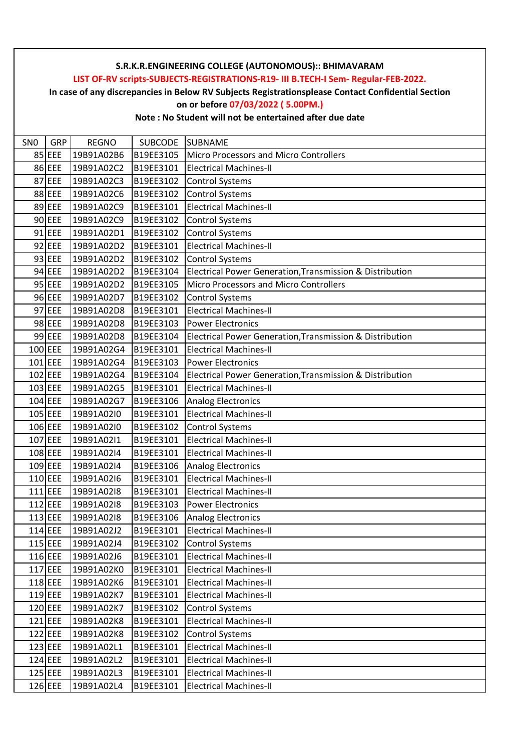**S.R.K.R.ENGINEERING COLLEGE (AUTONOMOUS):: BHIMAVARAM**

**LIST OF-RV scripts-SUBJECTS-REGISTRATIONS-R19- III B.TECH-I Sem- Regular-FEB-2022.**

**In case of any discrepancies in Below RV Subjects Registrationsplease Contact Confidential Section on or before 07/03/2022 ( 5.00PM.)**

**Note : No Student will not be entertained after due date**

| SN0 | GRP | REGNO | SUBCODE | SUBNAME |
|---|---|---|---|---|
| 85 | EEE | 19B91A02B6 | B19EE3105 | Micro Processors and Micro Controllers |
| 86 | EEE | 19B91A02C2 | B19EE3101 | Electrical Machines-II |
| 87 | EEE | 19B91A02C3 | B19EE3102 | Control Systems |
| 88 | EEE | 19B91A02C6 | B19EE3102 | Control Systems |
| 89 | EEE | 19B91A02C9 | B19EE3101 | Electrical Machines-II |
| 90 | EEE | 19B91A02C9 | B19EE3102 | Control Systems |
| 91 | EEE | 19B91A02D1 | B19EE3102 | Control Systems |
| 92 | EEE | 19B91A02D2 | B19EE3101 | Electrical Machines-II |
| 93 | EEE | 19B91A02D2 | B19EE3102 | Control Systems |
| 94 | EEE | 19B91A02D2 | B19EE3104 | Electrical Power Generation,Transmission & Distribution |
| 95 | EEE | 19B91A02D2 | B19EE3105 | Micro Processors and Micro Controllers |
| 96 | EEE | 19B91A02D7 | B19EE3102 | Control Systems |
| 97 | EEE | 19B91A02D8 | B19EE3101 | Electrical Machines-II |
| 98 | EEE | 19B91A02D8 | B19EE3103 | Power Electronics |
| 99 | EEE | 19B91A02D8 | B19EE3104 | Electrical Power Generation,Transmission & Distribution |
| 100 | EEE | 19B91A02G4 | B19EE3101 | Electrical Machines-II |
| 101 | EEE | 19B91A02G4 | B19EE3103 | Power Electronics |
| 102 | EEE | 19B91A02G4 | B19EE3104 | Electrical Power Generation,Transmission & Distribution |
| 103 | EEE | 19B91A02G5 | B19EE3101 | Electrical Machines-II |
| 104 | EEE | 19B91A02G7 | B19EE3106 | Analog Electronics |
| 105 | EEE | 19B91A02I0 | B19EE3101 | Electrical Machines-II |
| 106 | EEE | 19B91A02I0 | B19EE3102 | Control Systems |
| 107 | EEE | 19B91A02I1 | B19EE3101 | Electrical Machines-II |
| 108 | EEE | 19B91A02I4 | B19EE3101 | Electrical Machines-II |
| 109 | EEE | 19B91A02I4 | B19EE3106 | Analog Electronics |
| 110 | EEE | 19B91A02I6 | B19EE3101 | Electrical Machines-II |
| 111 | EEE | 19B91A02I8 | B19EE3101 | Electrical Machines-II |
| 112 | EEE | 19B91A02I8 | B19EE3103 | Power Electronics |
| 113 | EEE | 19B91A02I8 | B19EE3106 | Analog Electronics |
| 114 | EEE | 19B91A02J2 | B19EE3101 | Electrical Machines-II |
| 115 | EEE | 19B91A02J4 | B19EE3102 | Control Systems |
| 116 | EEE | 19B91A02J6 | B19EE3101 | Electrical Machines-II |
| 117 | EEE | 19B91A02K0 | B19EE3101 | Electrical Machines-II |
| 118 | EEE | 19B91A02K6 | B19EE3101 | Electrical Machines-II |
| 119 | EEE | 19B91A02K7 | B19EE3101 | Electrical Machines-II |
| 120 | EEE | 19B91A02K7 | B19EE3102 | Control Systems |
| 121 | EEE | 19B91A02K8 | B19EE3101 | Electrical Machines-II |
| 122 | EEE | 19B91A02K8 | B19EE3102 | Control Systems |
| 123 | EEE | 19B91A02L1 | B19EE3101 | Electrical Machines-II |
| 124 | EEE | 19B91A02L2 | B19EE3101 | Electrical Machines-II |
| 125 | EEE | 19B91A02L3 | B19EE3101 | Electrical Machines-II |
| 126 | EEE | 19B91A02L4 | B19EE3101 | Electrical Machines-II |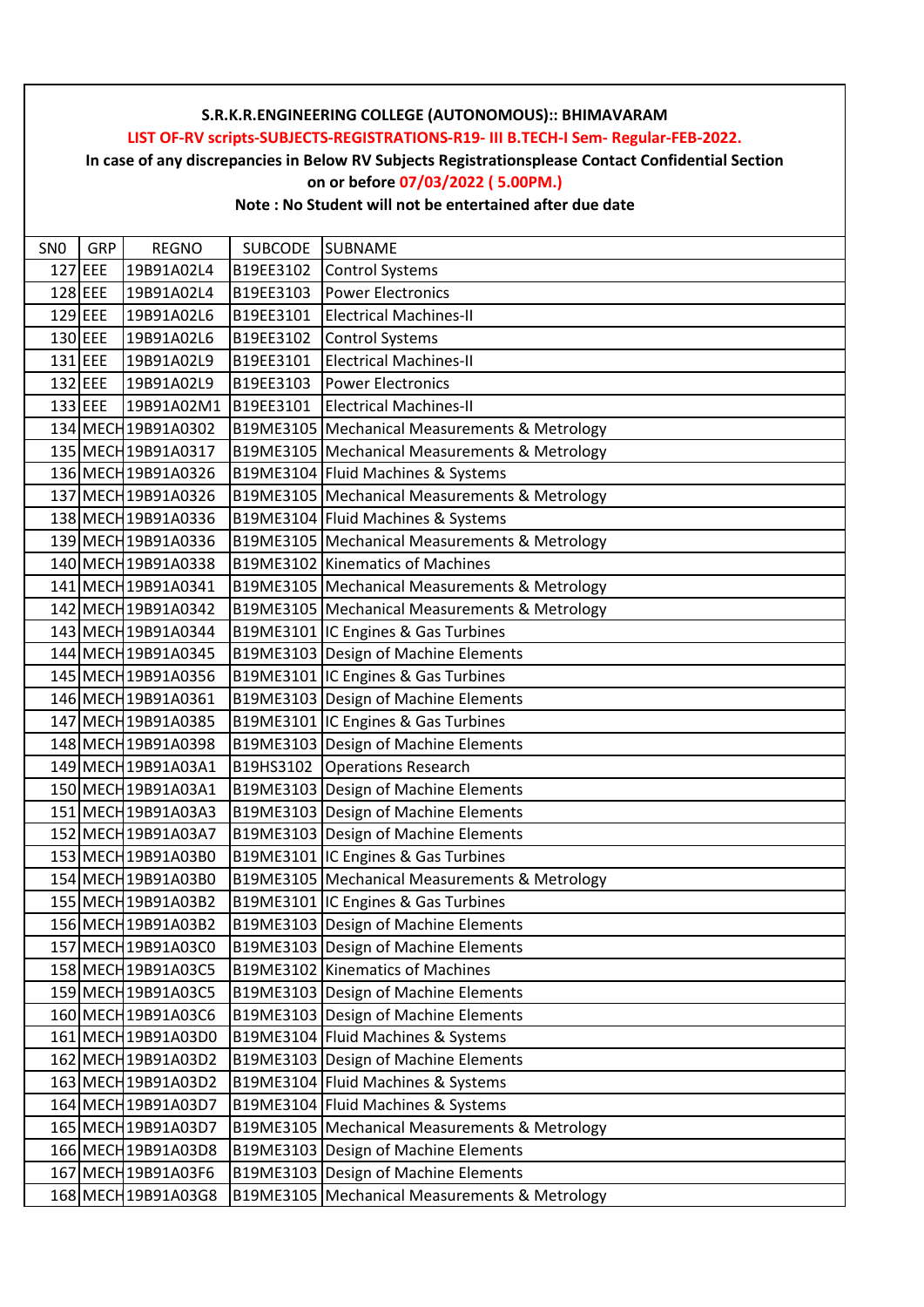**S.R.K.R.ENGINEERING COLLEGE (AUTONOMOUS):: BHIMAVARAM**

**LIST OF-RV scripts-SUBJECTS-REGISTRATIONS-R19- III B.TECH-I Sem- Regular-FEB-2022.**

**In case of any discrepancies in Below RV Subjects Registrationsplease Contact Confidential Section on or before 07/03/2022 ( 5.00PM.)**

**Note : No Student will not be entertained after due date**

| SN0 | GRP | REGNO | SUBCODE | SUBNAME |
|---|---|---|---|---|
| 127 | EEE | 19B91A02L4 | B19EE3102 | Control Systems |
| 128 | EEE | 19B91A02L4 | B19EE3103 | Power Electronics |
| 129 | EEE | 19B91A02L6 | B19EE3101 | Electrical Machines-II |
| 130 | EEE | 19B91A02L6 | B19EE3102 | Control Systems |
| 131 | EEE | 19B91A02L9 | B19EE3101 | Electrical Machines-II |
| 132 | EEE | 19B91A02L9 | B19EE3103 | Power Electronics |
| 133 | EEE | 19B91A02M1 | B19EE3101 | Electrical Machines-II |
| 134 | MECH | 19B91A0302 | B19ME3105 | Mechanical Measurements & Metrology |
| 135 | MECH | 19B91A0317 | B19ME3105 | Mechanical Measurements & Metrology |
| 136 | MECH | 19B91A0326 | B19ME3104 | Fluid Machines & Systems |
| 137 | MECH | 19B91A0326 | B19ME3105 | Mechanical Measurements & Metrology |
| 138 | MECH | 19B91A0336 | B19ME3104 | Fluid Machines & Systems |
| 139 | MECH | 19B91A0336 | B19ME3105 | Mechanical Measurements & Metrology |
| 140 | MECH | 19B91A0338 | B19ME3102 | Kinematics of Machines |
| 141 | MECH | 19B91A0341 | B19ME3105 | Mechanical Measurements & Metrology |
| 142 | MECH | 19B91A0342 | B19ME3105 | Mechanical Measurements & Metrology |
| 143 | MECH | 19B91A0344 | B19ME3101 | IC Engines & Gas Turbines |
| 144 | MECH | 19B91A0345 | B19ME3103 | Design of Machine Elements |
| 145 | MECH | 19B91A0356 | B19ME3101 | IC Engines & Gas Turbines |
| 146 | MECH | 19B91A0361 | B19ME3103 | Design of Machine Elements |
| 147 | MECH | 19B91A0385 | B19ME3101 | IC Engines & Gas Turbines |
| 148 | MECH | 19B91A0398 | B19ME3103 | Design of Machine Elements |
| 149 | MECH | 19B91A03A1 | B19HS3102 | Operations Research |
| 150 | MECH | 19B91A03A1 | B19ME3103 | Design of Machine Elements |
| 151 | MECH | 19B91A03A3 | B19ME3103 | Design of Machine Elements |
| 152 | MECH | 19B91A03A7 | B19ME3103 | Design of Machine Elements |
| 153 | MECH | 19B91A03B0 | B19ME3101 | IC Engines & Gas Turbines |
| 154 | MECH | 19B91A03B0 | B19ME3105 | Mechanical Measurements & Metrology |
| 155 | MECH | 19B91A03B2 | B19ME3101 | IC Engines & Gas Turbines |
| 156 | MECH | 19B91A03B2 | B19ME3103 | Design of Machine Elements |
| 157 | MECH | 19B91A03C0 | B19ME3103 | Design of Machine Elements |
| 158 | MECH | 19B91A03C5 | B19ME3102 | Kinematics of Machines |
| 159 | MECH | 19B91A03C5 | B19ME3103 | Design of Machine Elements |
| 160 | MECH | 19B91A03C6 | B19ME3103 | Design of Machine Elements |
| 161 | MECH | 19B91A03D0 | B19ME3104 | Fluid Machines & Systems |
| 162 | MECH | 19B91A03D2 | B19ME3103 | Design of Machine Elements |
| 163 | MECH | 19B91A03D2 | B19ME3104 | Fluid Machines & Systems |
| 164 | MECH | 19B91A03D7 | B19ME3104 | Fluid Machines & Systems |
| 165 | MECH | 19B91A03D7 | B19ME3105 | Mechanical Measurements & Metrology |
| 166 | MECH | 19B91A03D8 | B19ME3103 | Design of Machine Elements |
| 167 | MECH | 19B91A03F6 | B19ME3103 | Design of Machine Elements |
| 168 | MECH | 19B91A03G8 | B19ME3105 | Mechanical Measurements & Metrology |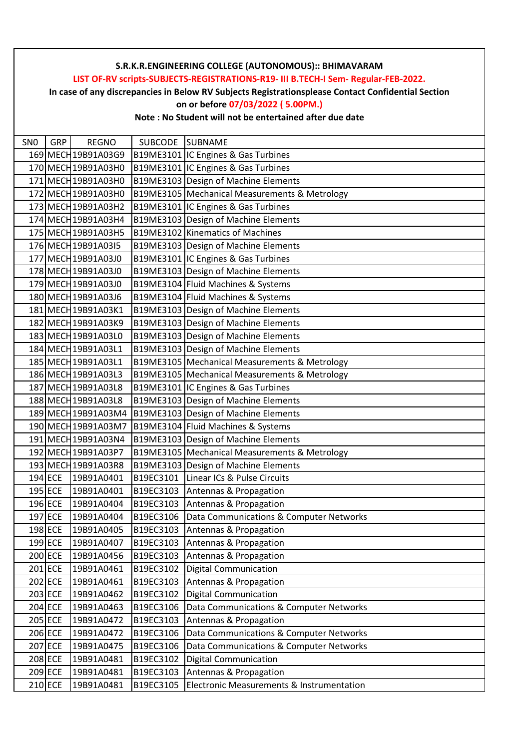**S.R.K.R.ENGINEERING COLLEGE (AUTONOMOUS):: BHIMAVARAM**

**LIST OF-RV scripts-SUBJECTS-REGISTRATIONS-R19- III B.TECH-I Sem- Regular-FEB-2022.**

**In case of any discrepancies in Below RV Subjects Registrationsplease Contact Confidential Section on or before 07/03/2022 ( 5.00PM.)**

**Note : No Student will not be entertained after due date**

| SN0 | GRP | REGNO | SUBCODE | SUBNAME |
|---|---|---|---|---|
| 169 | MECH | 19B91A03G9 | B19ME3101 | IC Engines & Gas Turbines |
| 170 | MECH | 19B91A03H0 | B19ME3101 | IC Engines & Gas Turbines |
| 171 | MECH | 19B91A03H0 | B19ME3103 | Design of Machine Elements |
| 172 | MECH | 19B91A03H0 | B19ME3105 | Mechanical Measurements & Metrology |
| 173 | MECH | 19B91A03H2 | B19ME3101 | IC Engines & Gas Turbines |
| 174 | MECH | 19B91A03H4 | B19ME3103 | Design of Machine Elements |
| 175 | MECH | 19B91A03H5 | B19ME3102 | Kinematics of Machines |
| 176 | MECH | 19B91A03I5 | B19ME3103 | Design of Machine Elements |
| 177 | MECH | 19B91A03J0 | B19ME3101 | IC Engines & Gas Turbines |
| 178 | MECH | 19B91A03J0 | B19ME3103 | Design of Machine Elements |
| 179 | MECH | 19B91A03J0 | B19ME3104 | Fluid Machines & Systems |
| 180 | MECH | 19B91A03J6 | B19ME3104 | Fluid Machines & Systems |
| 181 | MECH | 19B91A03K1 | B19ME3103 | Design of Machine Elements |
| 182 | MECH | 19B91A03K9 | B19ME3103 | Design of Machine Elements |
| 183 | MECH | 19B91A03L0 | B19ME3103 | Design of Machine Elements |
| 184 | MECH | 19B91A03L1 | B19ME3103 | Design of Machine Elements |
| 185 | MECH | 19B91A03L1 | B19ME3105 | Mechanical Measurements & Metrology |
| 186 | MECH | 19B91A03L3 | B19ME3105 | Mechanical Measurements & Metrology |
| 187 | MECH | 19B91A03L8 | B19ME3101 | IC Engines & Gas Turbines |
| 188 | MECH | 19B91A03L8 | B19ME3103 | Design of Machine Elements |
| 189 | MECH | 19B91A03M4 | B19ME3103 | Design of Machine Elements |
| 190 | MECH | 19B91A03M7 | B19ME3104 | Fluid Machines & Systems |
| 191 | MECH | 19B91A03N4 | B19ME3103 | Design of Machine Elements |
| 192 | MECH | 19B91A03P7 | B19ME3105 | Mechanical Measurements & Metrology |
| 193 | MECH | 19B91A03R8 | B19ME3103 | Design of Machine Elements |
| 194 | ECE | 19B91A0401 | B19EC3101 | Linear ICs & Pulse Circuits |
| 195 | ECE | 19B91A0401 | B19EC3103 | Antennas & Propagation |
| 196 | ECE | 19B91A0404 | B19EC3103 | Antennas & Propagation |
| 197 | ECE | 19B91A0404 | B19EC3106 | Data Communications & Computer Networks |
| 198 | ECE | 19B91A0405 | B19EC3103 | Antennas & Propagation |
| 199 | ECE | 19B91A0407 | B19EC3103 | Antennas & Propagation |
| 200 | ECE | 19B91A0456 | B19EC3103 | Antennas & Propagation |
| 201 | ECE | 19B91A0461 | B19EC3102 | Digital Communication |
| 202 | ECE | 19B91A0461 | B19EC3103 | Antennas & Propagation |
| 203 | ECE | 19B91A0462 | B19EC3102 | Digital Communication |
| 204 | ECE | 19B91A0463 | B19EC3106 | Data Communications & Computer Networks |
| 205 | ECE | 19B91A0472 | B19EC3103 | Antennas & Propagation |
| 206 | ECE | 19B91A0472 | B19EC3106 | Data Communications & Computer Networks |
| 207 | ECE | 19B91A0475 | B19EC3106 | Data Communications & Computer Networks |
| 208 | ECE | 19B91A0481 | B19EC3102 | Digital Communication |
| 209 | ECE | 19B91A0481 | B19EC3103 | Antennas & Propagation |
| 210 | ECE | 19B91A0481 | B19EC3105 | Electronic Measurements & Instrumentation |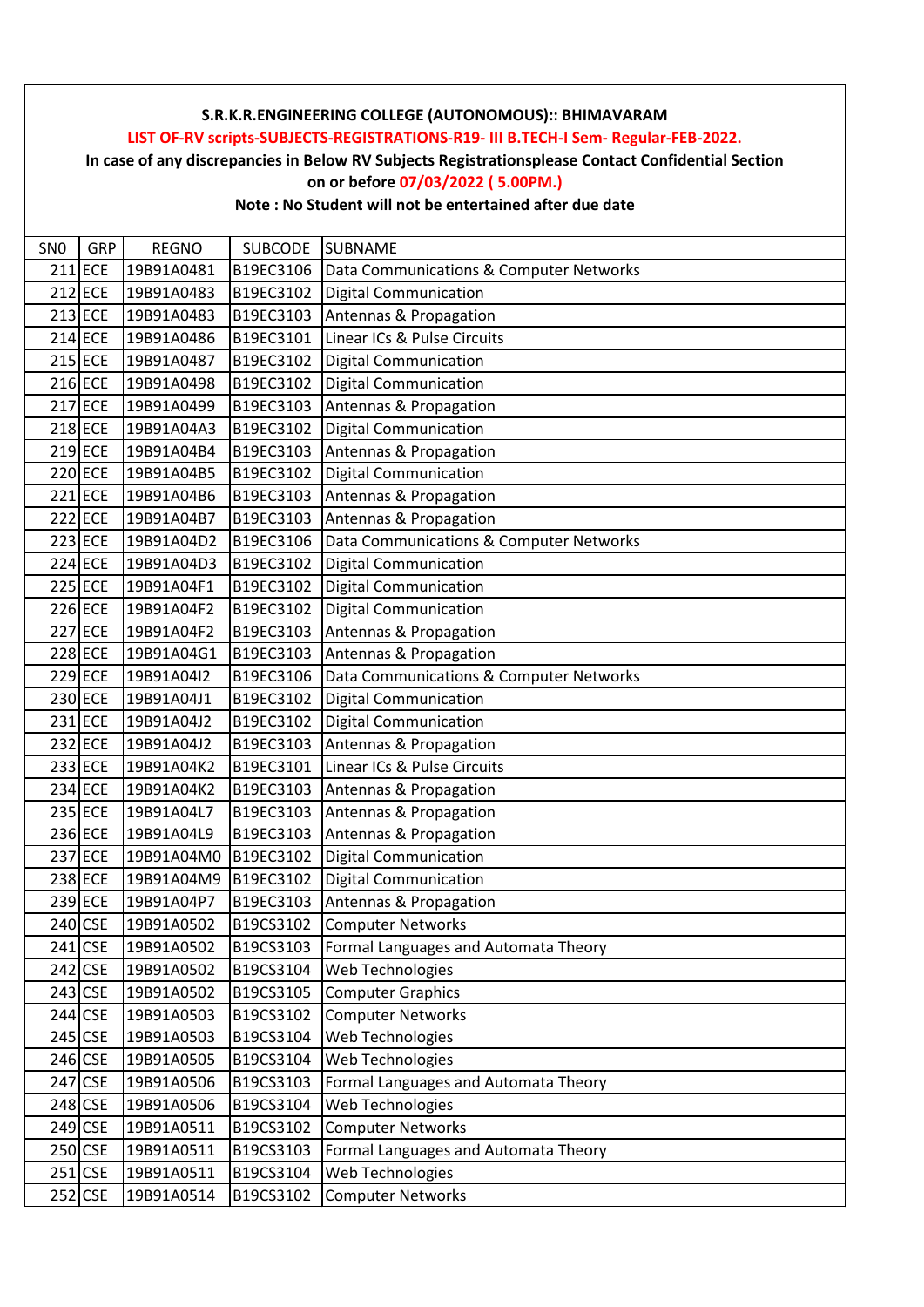**S.R.K.R.ENGINEERING COLLEGE (AUTONOMOUS):: BHIMAVARAM**

**LIST OF-RV scripts-SUBJECTS-REGISTRATIONS-R19- III B.TECH-I Sem- Regular-FEB-2022.**

**In case of any discrepancies in Below RV Subjects Registrationsplease Contact Confidential Section on or before 07/03/2022 ( 5.00PM.)**

**Note : No Student will not be entertained after due date**

| SN0 | GRP | REGNO | SUBCODE | SUBNAME |
|---|---|---|---|---|
| 211 | ECE | 19B91A0481 | B19EC3106 | Data Communications & Computer Networks |
| 212 | ECE | 19B91A0483 | B19EC3102 | Digital Communication |
| 213 | ECE | 19B91A0483 | B19EC3103 | Antennas & Propagation |
| 214 | ECE | 19B91A0486 | B19EC3101 | Linear ICs & Pulse Circuits |
| 215 | ECE | 19B91A0487 | B19EC3102 | Digital Communication |
| 216 | ECE | 19B91A0498 | B19EC3102 | Digital Communication |
| 217 | ECE | 19B91A0499 | B19EC3103 | Antennas & Propagation |
| 218 | ECE | 19B91A04A3 | B19EC3102 | Digital Communication |
| 219 | ECE | 19B91A04B4 | B19EC3103 | Antennas & Propagation |
| 220 | ECE | 19B91A04B5 | B19EC3102 | Digital Communication |
| 221 | ECE | 19B91A04B6 | B19EC3103 | Antennas & Propagation |
| 222 | ECE | 19B91A04B7 | B19EC3103 | Antennas & Propagation |
| 223 | ECE | 19B91A04D2 | B19EC3106 | Data Communications & Computer Networks |
| 224 | ECE | 19B91A04D3 | B19EC3102 | Digital Communication |
| 225 | ECE | 19B91A04F1 | B19EC3102 | Digital Communication |
| 226 | ECE | 19B91A04F2 | B19EC3102 | Digital Communication |
| 227 | ECE | 19B91A04F2 | B19EC3103 | Antennas & Propagation |
| 228 | ECE | 19B91A04G1 | B19EC3103 | Antennas & Propagation |
| 229 | ECE | 19B91A04I2 | B19EC3106 | Data Communications & Computer Networks |
| 230 | ECE | 19B91A04J1 | B19EC3102 | Digital Communication |
| 231 | ECE | 19B91A04J2 | B19EC3102 | Digital Communication |
| 232 | ECE | 19B91A04J2 | B19EC3103 | Antennas & Propagation |
| 233 | ECE | 19B91A04K2 | B19EC3101 | Linear ICs & Pulse Circuits |
| 234 | ECE | 19B91A04K2 | B19EC3103 | Antennas & Propagation |
| 235 | ECE | 19B91A04L7 | B19EC3103 | Antennas & Propagation |
| 236 | ECE | 19B91A04L9 | B19EC3103 | Antennas & Propagation |
| 237 | ECE | 19B91A04M0 | B19EC3102 | Digital Communication |
| 238 | ECE | 19B91A04M9 | B19EC3102 | Digital Communication |
| 239 | ECE | 19B91A04P7 | B19EC3103 | Antennas & Propagation |
| 240 | CSE | 19B91A0502 | B19CS3102 | Computer Networks |
| 241 | CSE | 19B91A0502 | B19CS3103 | Formal Languages and Automata Theory |
| 242 | CSE | 19B91A0502 | B19CS3104 | Web Technologies |
| 243 | CSE | 19B91A0502 | B19CS3105 | Computer Graphics |
| 244 | CSE | 19B91A0503 | B19CS3102 | Computer Networks |
| 245 | CSE | 19B91A0503 | B19CS3104 | Web Technologies |
| 246 | CSE | 19B91A0505 | B19CS3104 | Web Technologies |
| 247 | CSE | 19B91A0506 | B19CS3103 | Formal Languages and Automata Theory |
| 248 | CSE | 19B91A0506 | B19CS3104 | Web Technologies |
| 249 | CSE | 19B91A0511 | B19CS3102 | Computer Networks |
| 250 | CSE | 19B91A0511 | B19CS3103 | Formal Languages and Automata Theory |
| 251 | CSE | 19B91A0511 | B19CS3104 | Web Technologies |
| 252 | CSE | 19B91A0514 | B19CS3102 | Computer Networks |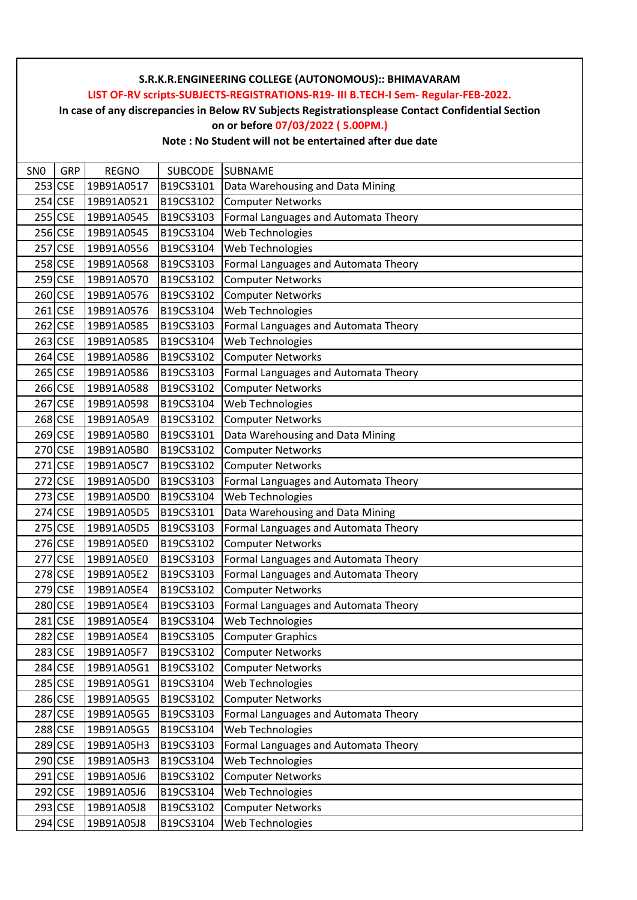**S.R.K.R.ENGINEERING COLLEGE (AUTONOMOUS):: BHIMAVARAM**

**LIST OF-RV scripts-SUBJECTS-REGISTRATIONS-R19- III B.TECH-I Sem- Regular-FEB-2022.**

**In case of any discrepancies in Below RV Subjects Registrationsplease Contact Confidential Section on or before 07/03/2022 ( 5.00PM.)**

**Note : No Student will not be entertained after due date**

| SN0 | GRP | REGNO | SUBCODE | SUBNAME |
|---|---|---|---|---|
| 253 | CSE | 19B91A0517 | B19CS3101 | Data Warehousing and Data Mining |
| 254 | CSE | 19B91A0521 | B19CS3102 | Computer Networks |
| 255 | CSE | 19B91A0545 | B19CS3103 | Formal Languages and Automata Theory |
| 256 | CSE | 19B91A0545 | B19CS3104 | Web Technologies |
| 257 | CSE | 19B91A0556 | B19CS3104 | Web Technologies |
| 258 | CSE | 19B91A0568 | B19CS3103 | Formal Languages and Automata Theory |
| 259 | CSE | 19B91A0570 | B19CS3102 | Computer Networks |
| 260 | CSE | 19B91A0576 | B19CS3102 | Computer Networks |
| 261 | CSE | 19B91A0576 | B19CS3104 | Web Technologies |
| 262 | CSE | 19B91A0585 | B19CS3103 | Formal Languages and Automata Theory |
| 263 | CSE | 19B91A0585 | B19CS3104 | Web Technologies |
| 264 | CSE | 19B91A0586 | B19CS3102 | Computer Networks |
| 265 | CSE | 19B91A0586 | B19CS3103 | Formal Languages and Automata Theory |
| 266 | CSE | 19B91A0588 | B19CS3102 | Computer Networks |
| 267 | CSE | 19B91A0598 | B19CS3104 | Web Technologies |
| 268 | CSE | 19B91A05A9 | B19CS3102 | Computer Networks |
| 269 | CSE | 19B91A05B0 | B19CS3101 | Data Warehousing and Data Mining |
| 270 | CSE | 19B91A05B0 | B19CS3102 | Computer Networks |
| 271 | CSE | 19B91A05C7 | B19CS3102 | Computer Networks |
| 272 | CSE | 19B91A05D0 | B19CS3103 | Formal Languages and Automata Theory |
| 273 | CSE | 19B91A05D0 | B19CS3104 | Web Technologies |
| 274 | CSE | 19B91A05D5 | B19CS3101 | Data Warehousing and Data Mining |
| 275 | CSE | 19B91A05D5 | B19CS3103 | Formal Languages and Automata Theory |
| 276 | CSE | 19B91A05E0 | B19CS3102 | Computer Networks |
| 277 | CSE | 19B91A05E0 | B19CS3103 | Formal Languages and Automata Theory |
| 278 | CSE | 19B91A05E2 | B19CS3103 | Formal Languages and Automata Theory |
| 279 | CSE | 19B91A05E4 | B19CS3102 | Computer Networks |
| 280 | CSE | 19B91A05E4 | B19CS3103 | Formal Languages and Automata Theory |
| 281 | CSE | 19B91A05E4 | B19CS3104 | Web Technologies |
| 282 | CSE | 19B91A05E4 | B19CS3105 | Computer Graphics |
| 283 | CSE | 19B91A05F7 | B19CS3102 | Computer Networks |
| 284 | CSE | 19B91A05G1 | B19CS3102 | Computer Networks |
| 285 | CSE | 19B91A05G1 | B19CS3104 | Web Technologies |
| 286 | CSE | 19B91A05G5 | B19CS3102 | Computer Networks |
| 287 | CSE | 19B91A05G5 | B19CS3103 | Formal Languages and Automata Theory |
| 288 | CSE | 19B91A05G5 | B19CS3104 | Web Technologies |
| 289 | CSE | 19B91A05H3 | B19CS3103 | Formal Languages and Automata Theory |
| 290 | CSE | 19B91A05H3 | B19CS3104 | Web Technologies |
| 291 | CSE | 19B91A05J6 | B19CS3102 | Computer Networks |
| 292 | CSE | 19B91A05J6 | B19CS3104 | Web Technologies |
| 293 | CSE | 19B91A05J8 | B19CS3102 | Computer Networks |
| 294 | CSE | 19B91A05J8 | B19CS3104 | Web Technologies |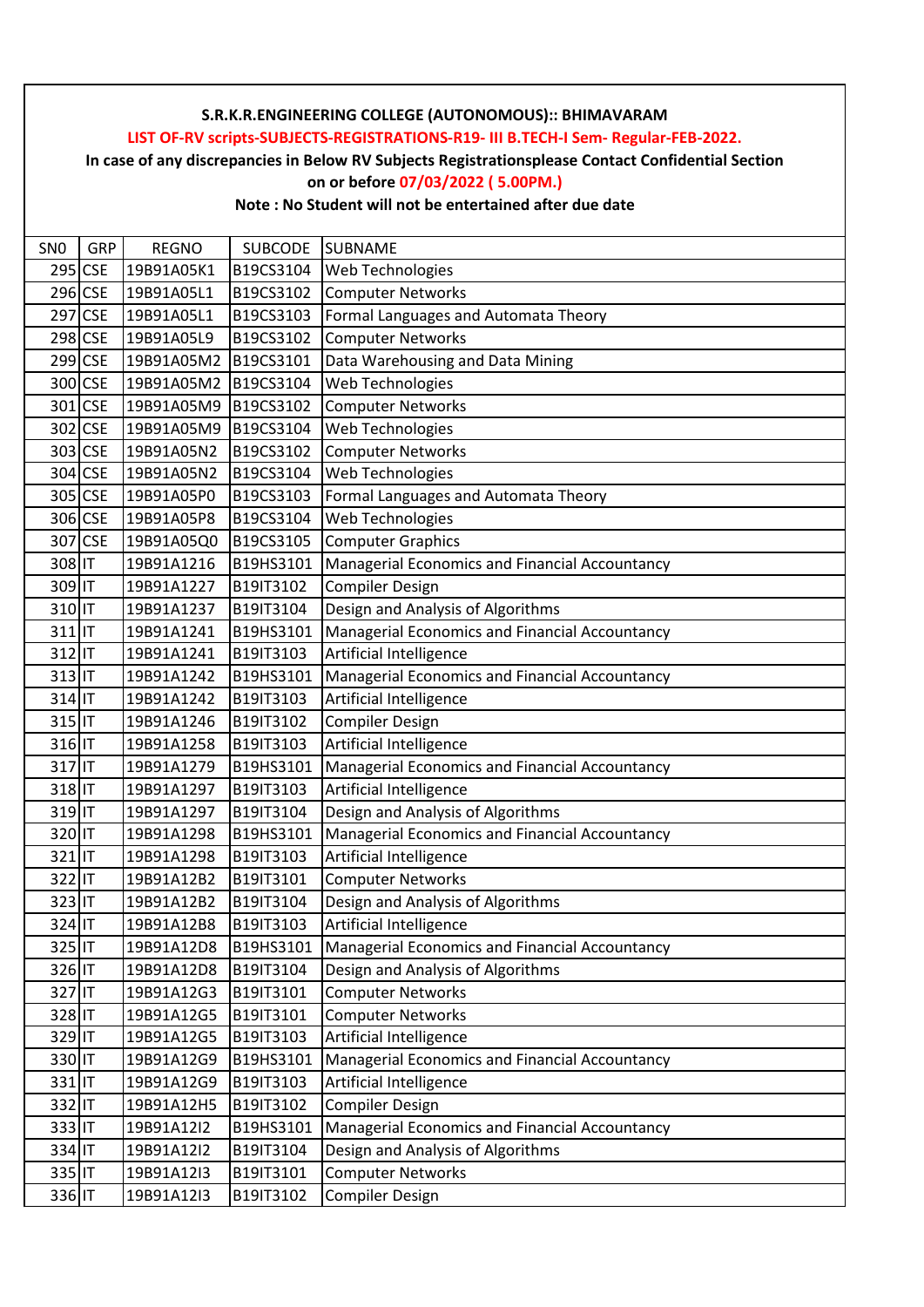**S.R.K.R.ENGINEERING COLLEGE (AUTONOMOUS):: BHIMAVARAM**

**LIST OF-RV scripts-SUBJECTS-REGISTRATIONS-R19- III B.TECH-I Sem- Regular-FEB-2022.**

**In case of any discrepancies in Below RV Subjects Registrationsplease Contact Confidential Section on or before 07/03/2022 ( 5.00PM.)**

**Note : No Student will not be entertained after due date**

| SN0 | GRP | REGNO | SUBCODE | SUBNAME |
|---|---|---|---|---|
| 295 | CSE | 19B91A05K1 | B19CS3104 | Web Technologies |
| 296 | CSE | 19B91A05L1 | B19CS3102 | Computer Networks |
| 297 | CSE | 19B91A05L1 | B19CS3103 | Formal Languages and Automata Theory |
| 298 | CSE | 19B91A05L9 | B19CS3102 | Computer Networks |
| 299 | CSE | 19B91A05M2 | B19CS3101 | Data Warehousing and Data Mining |
| 300 | CSE | 19B91A05M2 | B19CS3104 | Web Technologies |
| 301 | CSE | 19B91A05M9 | B19CS3102 | Computer Networks |
| 302 | CSE | 19B91A05M9 | B19CS3104 | Web Technologies |
| 303 | CSE | 19B91A05N2 | B19CS3102 | Computer Networks |
| 304 | CSE | 19B91A05N2 | B19CS3104 | Web Technologies |
| 305 | CSE | 19B91A05P0 | B19CS3103 | Formal Languages and Automata Theory |
| 306 | CSE | 19B91A05P8 | B19CS3104 | Web Technologies |
| 307 | CSE | 19B91A05Q0 | B19CS3105 | Computer Graphics |
| 308 | IT | 19B91A1216 | B19HS3101 | Managerial Economics and Financial Accountancy |
| 309 | IT | 19B91A1227 | B19IT3102 | Compiler Design |
| 310 | IT | 19B91A1237 | B19IT3104 | Design and Analysis of Algorithms |
| 311 | IT | 19B91A1241 | B19HS3101 | Managerial Economics and Financial Accountancy |
| 312 | IT | 19B91A1241 | B19IT3103 | Artificial Intelligence |
| 313 | IT | 19B91A1242 | B19HS3101 | Managerial Economics and Financial Accountancy |
| 314 | IT | 19B91A1242 | B19IT3103 | Artificial Intelligence |
| 315 | IT | 19B91A1246 | B19IT3102 | Compiler Design |
| 316 | IT | 19B91A1258 | B19IT3103 | Artificial Intelligence |
| 317 | IT | 19B91A1279 | B19HS3101 | Managerial Economics and Financial Accountancy |
| 318 | IT | 19B91A1297 | B19IT3103 | Artificial Intelligence |
| 319 | IT | 19B91A1297 | B19IT3104 | Design and Analysis of Algorithms |
| 320 | IT | 19B91A1298 | B19HS3101 | Managerial Economics and Financial Accountancy |
| 321 | IT | 19B91A1298 | B19IT3103 | Artificial Intelligence |
| 322 | IT | 19B91A12B2 | B19IT3101 | Computer Networks |
| 323 | IT | 19B91A12B2 | B19IT3104 | Design and Analysis of Algorithms |
| 324 | IT | 19B91A12B8 | B19IT3103 | Artificial Intelligence |
| 325 | IT | 19B91A12D8 | B19HS3101 | Managerial Economics and Financial Accountancy |
| 326 | IT | 19B91A12D8 | B19IT3104 | Design and Analysis of Algorithms |
| 327 | IT | 19B91A12G3 | B19IT3101 | Computer Networks |
| 328 | IT | 19B91A12G5 | B19IT3101 | Computer Networks |
| 329 | IT | 19B91A12G5 | B19IT3103 | Artificial Intelligence |
| 330 | IT | 19B91A12G9 | B19HS3101 | Managerial Economics and Financial Accountancy |
| 331 | IT | 19B91A12G9 | B19IT3103 | Artificial Intelligence |
| 332 | IT | 19B91A12H5 | B19IT3102 | Compiler Design |
| 333 | IT | 19B91A12I2 | B19HS3101 | Managerial Economics and Financial Accountancy |
| 334 | IT | 19B91A12I2 | B19IT3104 | Design and Analysis of Algorithms |
| 335 | IT | 19B91A12I3 | B19IT3101 | Computer Networks |
| 336 | IT | 19B91A12I3 | B19IT3102 | Compiler Design |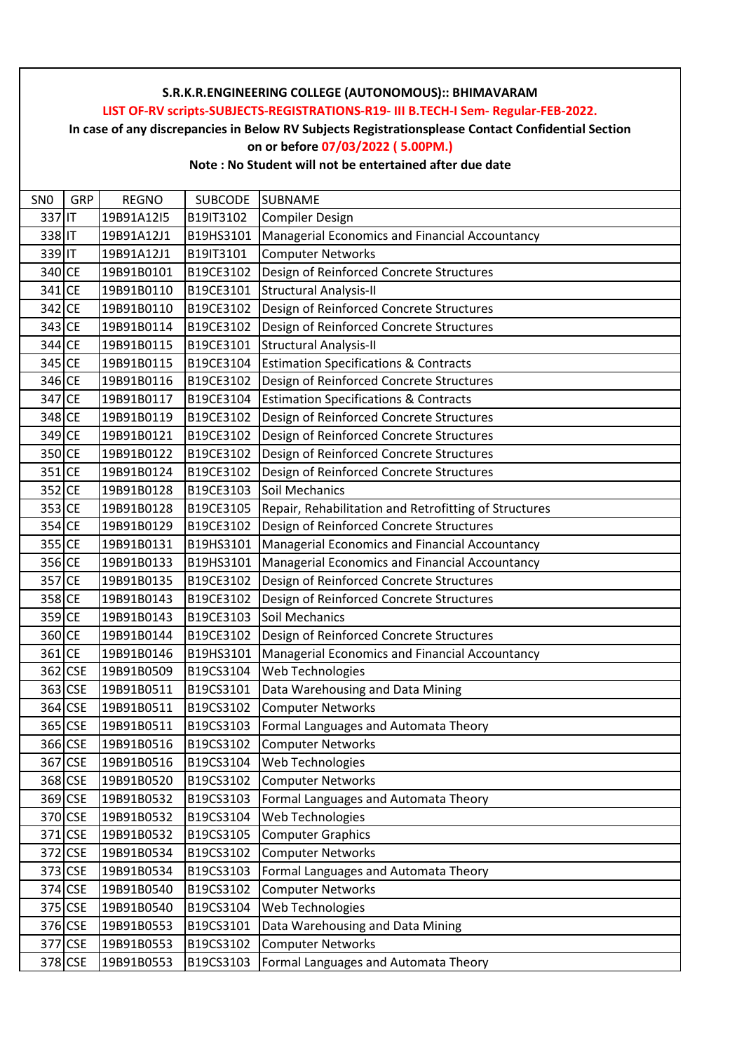**S.R.K.R.ENGINEERING COLLEGE (AUTONOMOUS):: BHIMAVARAM**

**LIST OF-RV scripts-SUBJECTS-REGISTRATIONS-R19- III B.TECH-I Sem- Regular-FEB-2022.**

**In case of any discrepancies in Below RV Subjects Registrationsplease Contact Confidential Section on or before 07/03/2022 ( 5.00PM.)**

**Note : No Student will not be entertained after due date**

| SN0 | GRP | REGNO | SUBCODE | SUBNAME |
|---|---|---|---|---|
| 337 | IT | 19B91A12I5 | B19IT3102 | Compiler Design |
| 338 | IT | 19B91A12J1 | B19HS3101 | Managerial Economics and Financial Accountancy |
| 339 | IT | 19B91A12J1 | B19IT3101 | Computer Networks |
| 340 | CE | 19B91B0101 | B19CE3102 | Design of Reinforced Concrete Structures |
| 341 | CE | 19B91B0110 | B19CE3101 | Structural Analysis-II |
| 342 | CE | 19B91B0110 | B19CE3102 | Design of Reinforced Concrete Structures |
| 343 | CE | 19B91B0114 | B19CE3102 | Design of Reinforced Concrete Structures |
| 344 | CE | 19B91B0115 | B19CE3101 | Structural Analysis-II |
| 345 | CE | 19B91B0115 | B19CE3104 | Estimation Specifications & Contracts |
| 346 | CE | 19B91B0116 | B19CE3102 | Design of Reinforced Concrete Structures |
| 347 | CE | 19B91B0117 | B19CE3104 | Estimation Specifications & Contracts |
| 348 | CE | 19B91B0119 | B19CE3102 | Design of Reinforced Concrete Structures |
| 349 | CE | 19B91B0121 | B19CE3102 | Design of Reinforced Concrete Structures |
| 350 | CE | 19B91B0122 | B19CE3102 | Design of Reinforced Concrete Structures |
| 351 | CE | 19B91B0124 | B19CE3102 | Design of Reinforced Concrete Structures |
| 352 | CE | 19B91B0128 | B19CE3103 | Soil Mechanics |
| 353 | CE | 19B91B0128 | B19CE3105 | Repair, Rehabilitation and Retrofitting of Structures |
| 354 | CE | 19B91B0129 | B19CE3102 | Design of Reinforced Concrete Structures |
| 355 | CE | 19B91B0131 | B19HS3101 | Managerial Economics and Financial Accountancy |
| 356 | CE | 19B91B0133 | B19HS3101 | Managerial Economics and Financial Accountancy |
| 357 | CE | 19B91B0135 | B19CE3102 | Design of Reinforced Concrete Structures |
| 358 | CE | 19B91B0143 | B19CE3102 | Design of Reinforced Concrete Structures |
| 359 | CE | 19B91B0143 | B19CE3103 | Soil Mechanics |
| 360 | CE | 19B91B0144 | B19CE3102 | Design of Reinforced Concrete Structures |
| 361 | CE | 19B91B0146 | B19HS3101 | Managerial Economics and Financial Accountancy |
| 362 | CSE | 19B91B0509 | B19CS3104 | Web Technologies |
| 363 | CSE | 19B91B0511 | B19CS3101 | Data Warehousing and Data Mining |
| 364 | CSE | 19B91B0511 | B19CS3102 | Computer Networks |
| 365 | CSE | 19B91B0511 | B19CS3103 | Formal Languages and Automata Theory |
| 366 | CSE | 19B91B0516 | B19CS3102 | Computer Networks |
| 367 | CSE | 19B91B0516 | B19CS3104 | Web Technologies |
| 368 | CSE | 19B91B0520 | B19CS3102 | Computer Networks |
| 369 | CSE | 19B91B0532 | B19CS3103 | Formal Languages and Automata Theory |
| 370 | CSE | 19B91B0532 | B19CS3104 | Web Technologies |
| 371 | CSE | 19B91B0532 | B19CS3105 | Computer Graphics |
| 372 | CSE | 19B91B0534 | B19CS3102 | Computer Networks |
| 373 | CSE | 19B91B0534 | B19CS3103 | Formal Languages and Automata Theory |
| 374 | CSE | 19B91B0540 | B19CS3102 | Computer Networks |
| 375 | CSE | 19B91B0540 | B19CS3104 | Web Technologies |
| 376 | CSE | 19B91B0553 | B19CS3101 | Data Warehousing and Data Mining |
| 377 | CSE | 19B91B0553 | B19CS3102 | Computer Networks |
| 378 | CSE | 19B91B0553 | B19CS3103 | Formal Languages and Automata Theory |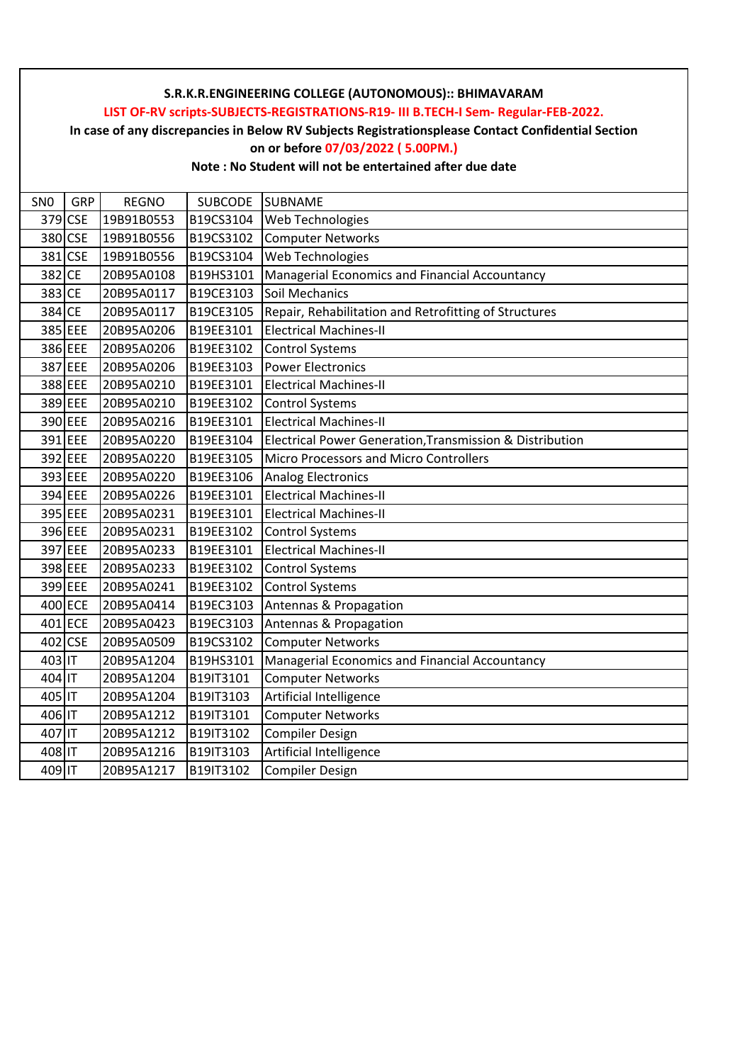**S.R.K.R.ENGINEERING COLLEGE (AUTONOMOUS):: BHIMAVARAM**

**LIST OF-RV scripts-SUBJECTS-REGISTRATIONS-R19- III B.TECH-I Sem- Regular-FEB-2022.**

**In case of any discrepancies in Below RV Subjects Registrationsplease Contact Confidential Section on or before 07/03/2022 ( 5.00PM.)**

**Note : No Student will not be entertained after due date**

| SN0 | GRP | REGNO | SUBCODE | SUBNAME |
|---|---|---|---|---|
| 379 | CSE | 19B91B0553 | B19CS3104 | Web Technologies |
| 380 | CSE | 19B91B0556 | B19CS3102 | Computer Networks |
| 381 | CSE | 19B91B0556 | B19CS3104 | Web Technologies |
| 382 | CE | 20B95A0108 | B19HS3101 | Managerial Economics and Financial Accountancy |
| 383 | CE | 20B95A0117 | B19CE3103 | Soil Mechanics |
| 384 | CE | 20B95A0117 | B19CE3105 | Repair, Rehabilitation and Retrofitting of Structures |
| 385 | EEE | 20B95A0206 | B19EE3101 | Electrical Machines-II |
| 386 | EEE | 20B95A0206 | B19EE3102 | Control Systems |
| 387 | EEE | 20B95A0206 | B19EE3103 | Power Electronics |
| 388 | EEE | 20B95A0210 | B19EE3101 | Electrical Machines-II |
| 389 | EEE | 20B95A0210 | B19EE3102 | Control Systems |
| 390 | EEE | 20B95A0216 | B19EE3101 | Electrical Machines-II |
| 391 | EEE | 20B95A0220 | B19EE3104 | Electrical Power Generation,Transmission & Distribution |
| 392 | EEE | 20B95A0220 | B19EE3105 | Micro Processors and Micro Controllers |
| 393 | EEE | 20B95A0220 | B19EE3106 | Analog Electronics |
| 394 | EEE | 20B95A0226 | B19EE3101 | Electrical Machines-II |
| 395 | EEE | 20B95A0231 | B19EE3101 | Electrical Machines-II |
| 396 | EEE | 20B95A0231 | B19EE3102 | Control Systems |
| 397 | EEE | 20B95A0233 | B19EE3101 | Electrical Machines-II |
| 398 | EEE | 20B95A0233 | B19EE3102 | Control Systems |
| 399 | EEE | 20B95A0241 | B19EE3102 | Control Systems |
| 400 | ECE | 20B95A0414 | B19EC3103 | Antennas & Propagation |
| 401 | ECE | 20B95A0423 | B19EC3103 | Antennas & Propagation |
| 402 | CSE | 20B95A0509 | B19CS3102 | Computer Networks |
| 403 | IT | 20B95A1204 | B19HS3101 | Managerial Economics and Financial Accountancy |
| 404 | IT | 20B95A1204 | B19IT3101 | Computer Networks |
| 405 | IT | 20B95A1204 | B19IT3103 | Artificial Intelligence |
| 406 | IT | 20B95A1212 | B19IT3101 | Computer Networks |
| 407 | IT | 20B95A1212 | B19IT3102 | Compiler Design |
| 408 | IT | 20B95A1216 | B19IT3103 | Artificial Intelligence |
| 409 | IT | 20B95A1217 | B19IT3102 | Compiler Design |